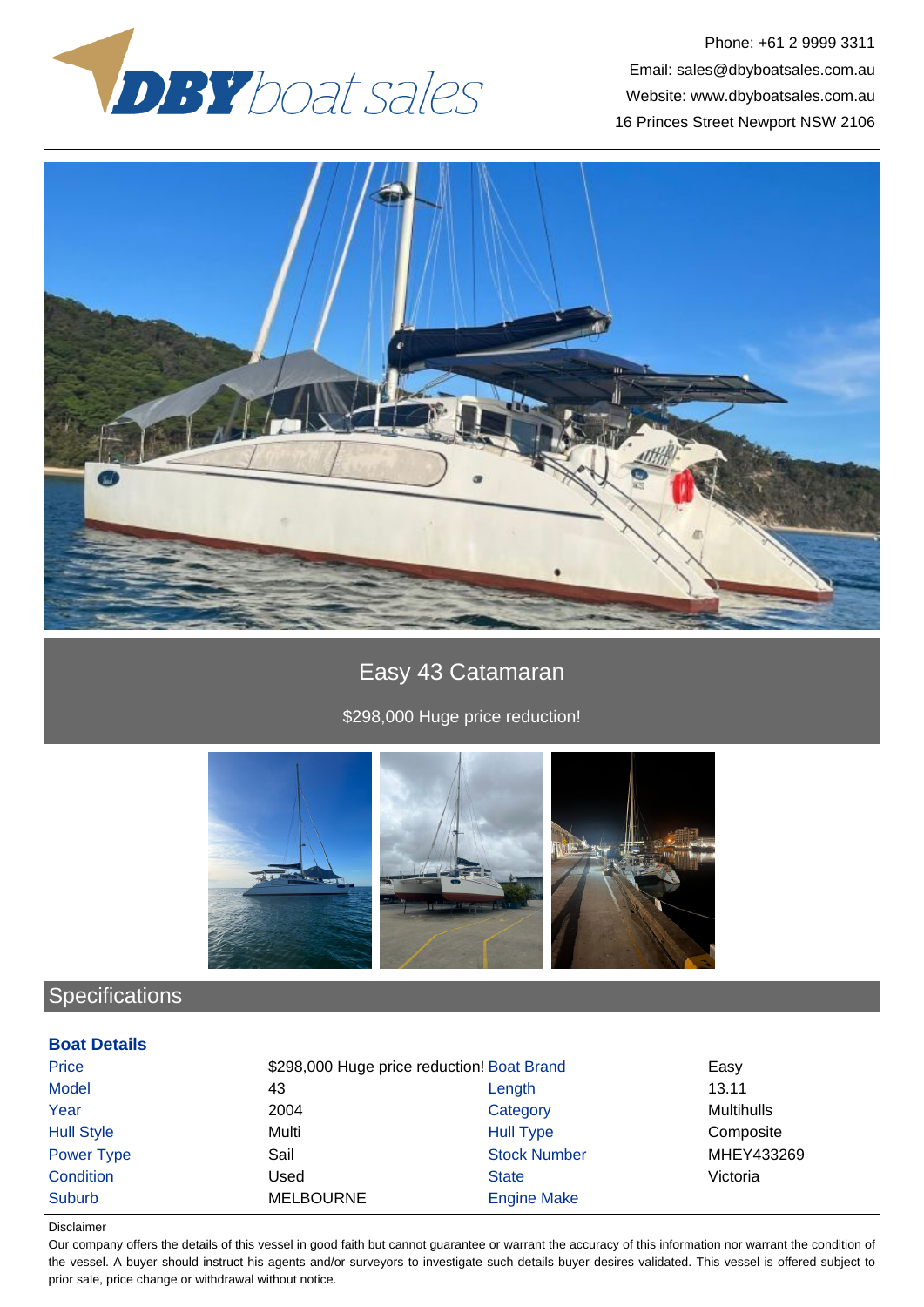DBY boat sales

Phone: +61 2 9999 3311
Email: sales@dbyboatsales.com.au
Website: www.dbyboatsales.com.au
16 Princes Street Newport NSW 2106

# Easy 43 Catamaran

$298,000 Huge price reduction!

## Specifications

### Boat Details

| | | | |
|---|---|---|---|
| Price | $298,000 Huge price reduction! | Boat Brand | Easy |
| Model | 43 | Length | 13.11 |
| Year | 2004 | Category | Multihulls |
| Hull Style | Multi | Hull Type | Composite |
| Power Type | Sail | Stock Number | MHEY433269 |
| Condition | Used | State | Victoria |
| Suburb | MELBOURNE | Engine Make | |

Disclaimer

Our company offers the details of this vessel in good faith but cannot guarantee or warrant the accuracy of this information nor warrant the condition of the vessel. A buyer should instruct his agents and/or surveyors to investigate such details buyer desires validated. This vessel is offered subject to prior sale, price change or withdrawal without notice.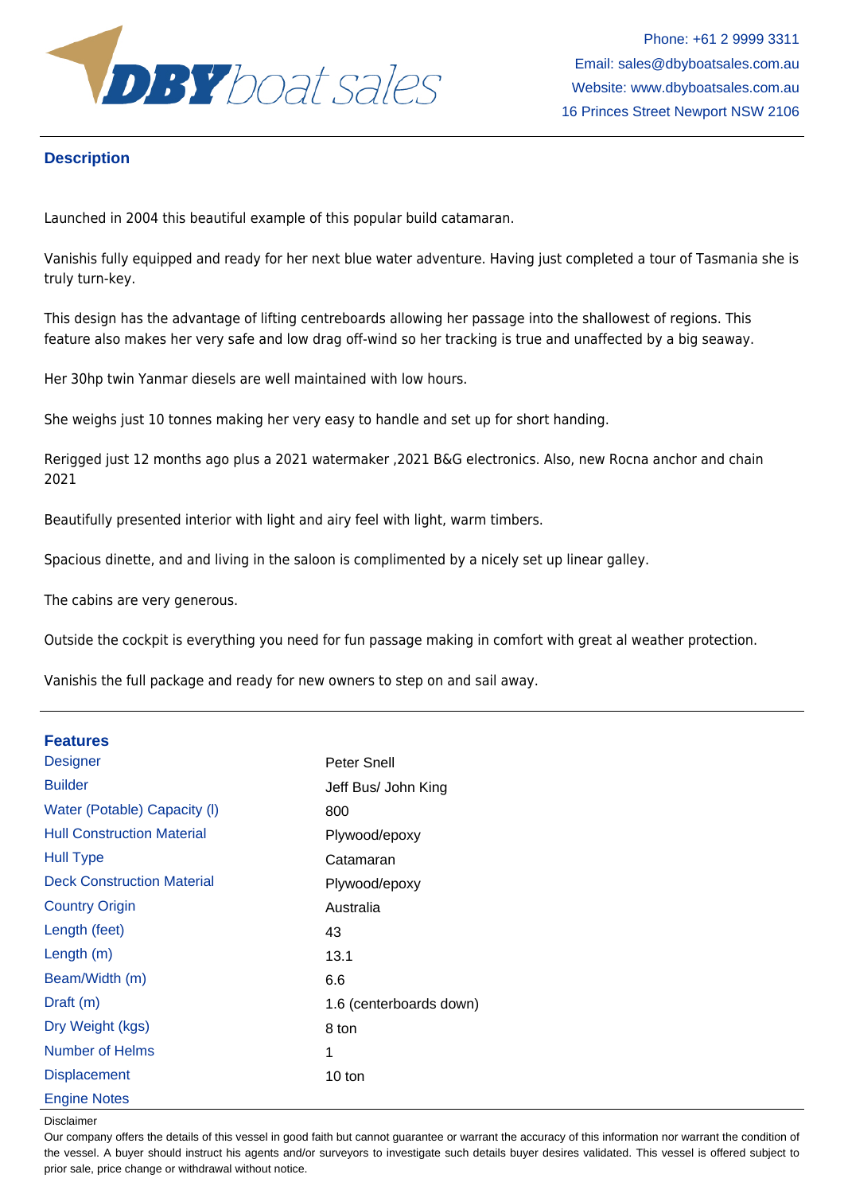## Description

Launched in 2004 this beautiful example of this popular build catamaran.

Vanishis fully equipped and ready for her next blue water adventure. Having just completed a tour of Tasmania she is truly turn-key.

This design has the advantage of lifting centreboards allowing her passage into the shallowest of regions. This feature also makes her very safe and low drag off-wind so her tracking is true and unaffected by a big seaway.

Her 30hp twin Yanmar diesels are well maintained with low hours.

She weighs just 10 tonnes making her very easy to handle and set up for short handing.

Rerigged just 12 months ago plus a 2021 watermaker ,2021 B&G electronics. Also, new Rocna anchor and chain 2021

Beautifully presented interior with light and airy feel with light, warm timbers.

Spacious dinette, and and living in the saloon is complimented by a nicely set up linear galley.

The cabins are very generous.

Outside the cockpit is everything you need for fun passage making in comfort with great al weather protection.

Vanishis the full package and ready for new owners to step on and sail away.

## Features

| | |
|---|---|
| Designer | Peter Snell |
| Builder | Jeff Bus/ John King |
| Water (Potable) Capacity (l) | 800 |
| Hull Construction Material | Plywood/epoxy |
| Hull Type | Catamaran |
| Deck Construction Material | Plywood/epoxy |
| Country Origin | Australia |
| Length (feet) | 43 |
| Length (m) | 13.1 |
| Beam/Width (m) | 6.6 |
| Draft (m) | 1.6 (centerboards down) |
| Dry Weight (kgs) | 8 ton |
| Number of Helms | 1 |
| Displacement | 10 ton |
| Engine Notes | |

Disclaimer

Our company offers the details of this vessel in good faith but cannot guarantee or warrant the accuracy of this information nor warrant the condition of the vessel. A buyer should instruct his agents and/or surveyors to investigate such details buyer desires validated. This vessel is offered subject to prior sale, price change or withdrawal without notice.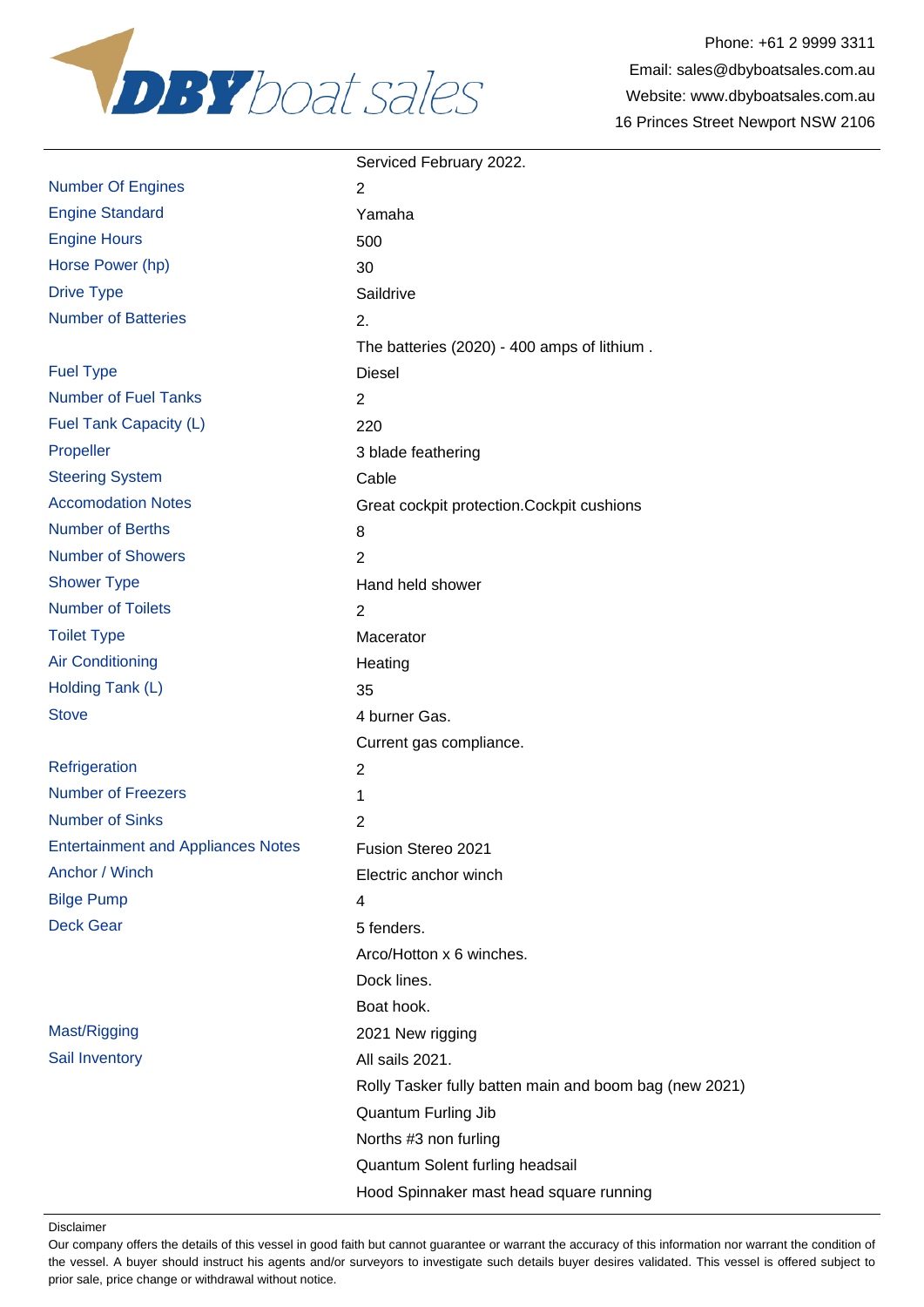|  |  |
|---|---|
|  | Serviced February 2022. |
| Number Of Engines | 2 |
| Engine Standard | Yamaha |
| Engine Hours | 500 |
| Horse Power (hp) | 30 |
| Drive Type | Saildrive |
| Number of Batteries | 2. |
|  | The batteries (2020) - 400 amps of lithium . |
| Fuel Type | Diesel |
| Number of Fuel Tanks | 2 |
| Fuel Tank Capacity (L) | 220 |
| Propeller | 3 blade feathering |
| Steering System | Cable |
| Accomodation Notes | Great cockpit protection.Cockpit cushions |
| Number of Berths | 8 |
| Number of Showers | 2 |
| Shower Type | Hand held shower |
| Number of Toilets | 2 |
| Toilet Type | Macerator |
| Air Conditioning | Heating |
| Holding Tank (L) | 35 |
| Stove | 4 burner Gas. |
|  | Current gas compliance. |
| Refrigeration | 2 |
| Number of Freezers | 1 |
| Number of Sinks | 2 |
| Entertainment and Appliances Notes | Fusion Stereo 2021 |
| Anchor / Winch | Electric anchor winch |
| Bilge Pump | 4 |
| Deck Gear | 5 fenders. |
|  | Arco/Hotton x 6 winches. |
|  | Dock lines. |
|  | Boat hook. |
| Mast/Rigging | 2021 New rigging |
| Sail Inventory | All sails 2021. |
|  | Rolly Tasker fully batten main and boom bag (new 2021) |
|  | Quantum Furling Jib |
|  | Norths #3 non furling |
|  | Quantum Solent furling headsail |
|  | Hood Spinnaker mast head square running |

Disclaimer

Our company offers the details of this vessel in good faith but cannot guarantee or warrant the accuracy of this information nor warrant the condition of the vessel. A buyer should instruct his agents and/or surveyors to investigate such details buyer desires validated. This vessel is offered subject to prior sale, price change or withdrawal without notice.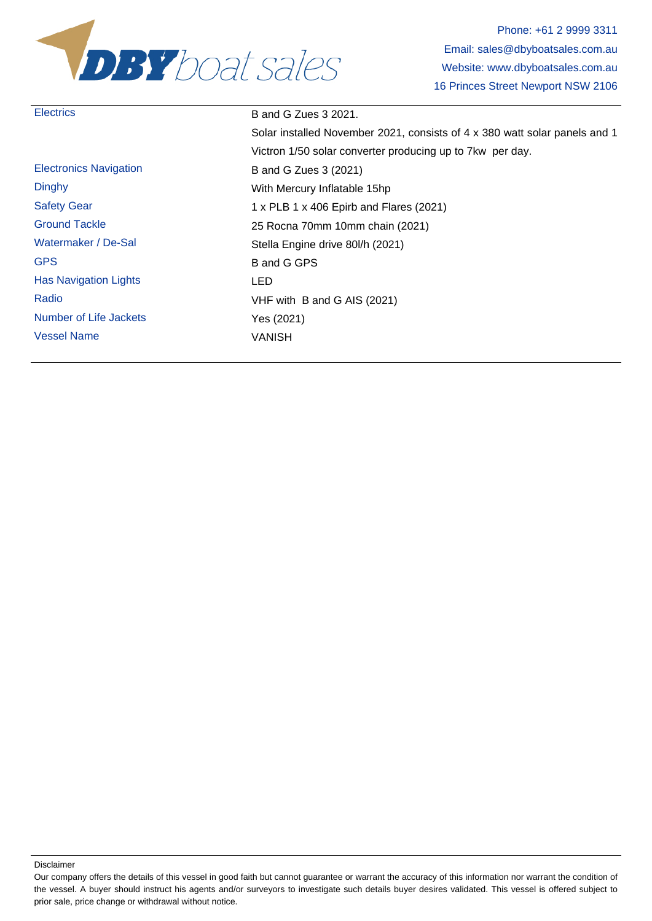| | |
|---|---|
| Electrics | B and G Zues 3 2021. Solar installed November 2021, consists of 4 x 380 watt solar panels and 1 Victron 1/50 solar converter producing up to 7kw  per day. |
| Electronics Navigation | B and G Zues 3 (2021) |
| Dinghy | With Mercury Inflatable 15hp |
| Safety Gear | 1 x PLB 1 x 406 Epirb and Flares (2021) |
| Ground Tackle | 25 Rocna 70mm 10mm chain (2021) |
| Watermaker / De-Sal | Stella Engine drive 80l/h (2021) |
| GPS | B and G GPS |
| Has Navigation Lights | LED |
| Radio | VHF with  B and G AIS (2021) |
| Number of Life Jackets | Yes (2021) |
| Vessel Name | VANISH |

Disclaimer

Our company offers the details of this vessel in good faith but cannot guarantee or warrant the accuracy of this information nor warrant the condition of the vessel. A buyer should instruct his agents and/or surveyors to investigate such details buyer desires validated. This vessel is offered subject to prior sale, price change or withdrawal without notice.